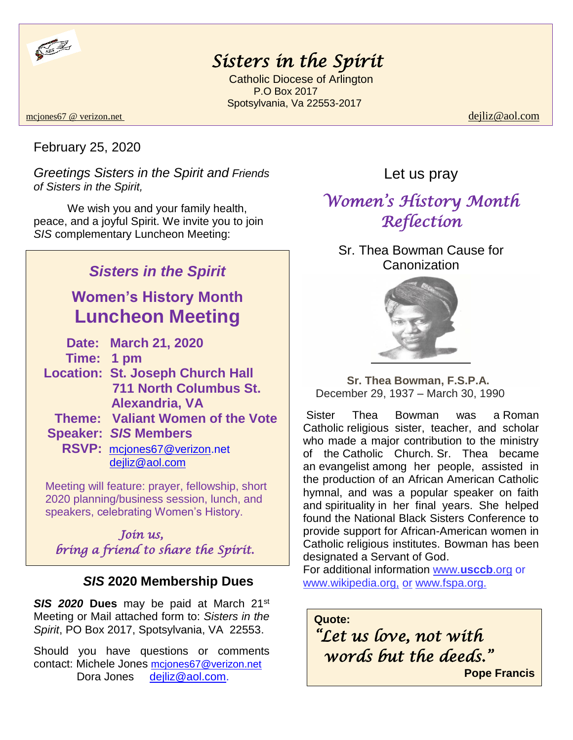# Sisters in the Spirit

Catholic Diocese of Arlington
P.O Box 2017
Spotsylvania, Va 22553-2017

mcjones67 @ verizon.net dejliz@aol.com

February 25, 2020

*Greetings Sisters in the Spirit and Friends of Sisters in the Spirit,*

We wish you and your family health, peace, and a joyful Spirit. We invite you to join *SIS* complementary Luncheon Meeting:

## *Sisters in the Spirit*

## Women's History Month Luncheon Meeting

**Date:** **March 21, 2020**
**Time:** **1 pm**
**Location:** **St. Joseph Church Hall**
**711 North Columbus St.**
**Alexandria, VA**
**Theme:** **Valiant Women of the Vote**
**Speaker:** ***SIS*** **Members**
**RSVP:** mcjones67@verizon.net
dejliz@aol.com

Meeting will feature: prayer, fellowship, short 2020 planning/business session, lunch, and speakers, celebrating Women's History.

*Join us,*
*bring a friend to share the Spirit.*

### *SIS* 2020 Membership Dues

***SIS 2020*** **Dues** may be paid at March 21st Meeting or Mail attached form to: *Sisters in the Spirit*, PO Box 2017, Spotsylvania, VA 22553.

Should you have questions or comments contact: Michele Jones mcjones67@verizon.net
Dora Jones dejliz@aol.com.

Let us pray

## *Women's History Month Reflection*

Sr. Thea Bowman Cause for Canonization

**Sr. Thea Bowman, F.S.P.A.**
December 29, 1937 – March 30, 1990

Sister Thea Bowman was a Roman Catholic religious sister, teacher, and scholar who made a major contribution to the ministry of the Catholic Church. Sr. Thea became an evangelist among her people, assisted in the production of an African American Catholic hymnal, and was a popular speaker on faith and spirituality in her final years. She helped found the National Black Sisters Conference to provide support for African-American women in Catholic religious institutes. Bowman has been designated a Servant of God.

For additional information www.**usccb**.org or www.wikipedia.org, or www.fspa.org.

**Quote:**
*"Let us love, not with words but the deeds."*
**Pope Francis**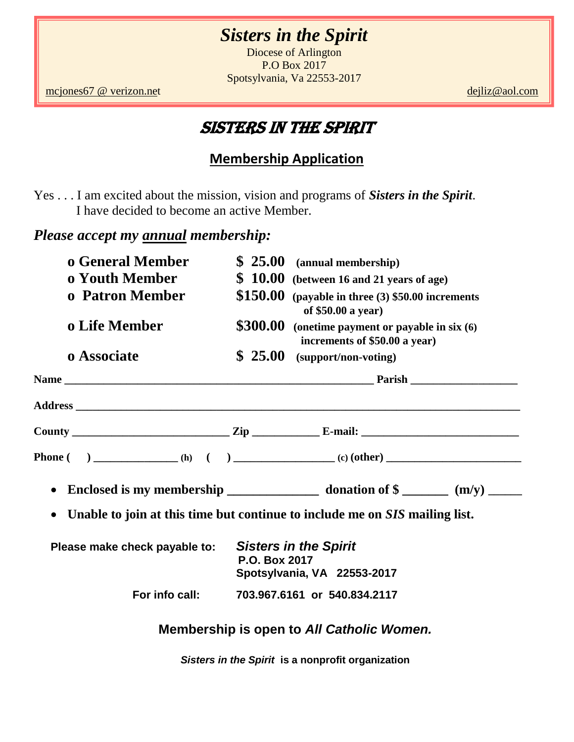# *Sisters in the Spirit*

Diocese of Arlington
P.O Box 2017
Spotsylvania, Va 22553-2017

mcjones67 @ verizon.net

dejliz@aol.com

## SISTERS IN THE SPIRIT

### Membership Application

Yes . . . I am excited about the mission, vision and programs of ***Sisters in the Spirit***.
I have decided to become an active Member.

***Please accept my annual membership:***

| | | |
|---|---|---|
| **o General Member** | **$ 25.00** | **(annual membership)** |
| **o Youth Member** | **$ 10.00** | **(between 16 and 21 years of age)** |
| **o Patron Member** | **$150.00** | **(payable in three (3) $50.00 increments of $50.00 a year)** |
| **o Life Member** | **$300.00** | **(onetime payment or payable in six (6) increments of $50.00 a year)** |
| **o Associate** | **$ 25.00** | **(support/non-voting)** |

**Name** ________________________________________________ **Parish** __________________

**Address** ______________________________________________________________________

**County** _________________________ **Zip** ___________ **E-mail:** _________________________

**Phone (    )** ______________ **(h)** **(    )** _________________ **(c) (other)** ______________________

- **Enclosed is my membership** _____________ **donation of $** _______ **(m/y)** _____
- **Unable to join at this time but continue to include me on *SIS* mailing list.**

**Please make check payable to:** ***Sisters in the Spirit***
**P.O. Box 2017**
**Spotsylvania, VA 22553-2017**

**For info call:** **703.967.6161 or 540.834.2117**

**Membership is open to *All Catholic Women.***

***Sisters in the Spirit*** **is a nonprofit organization**